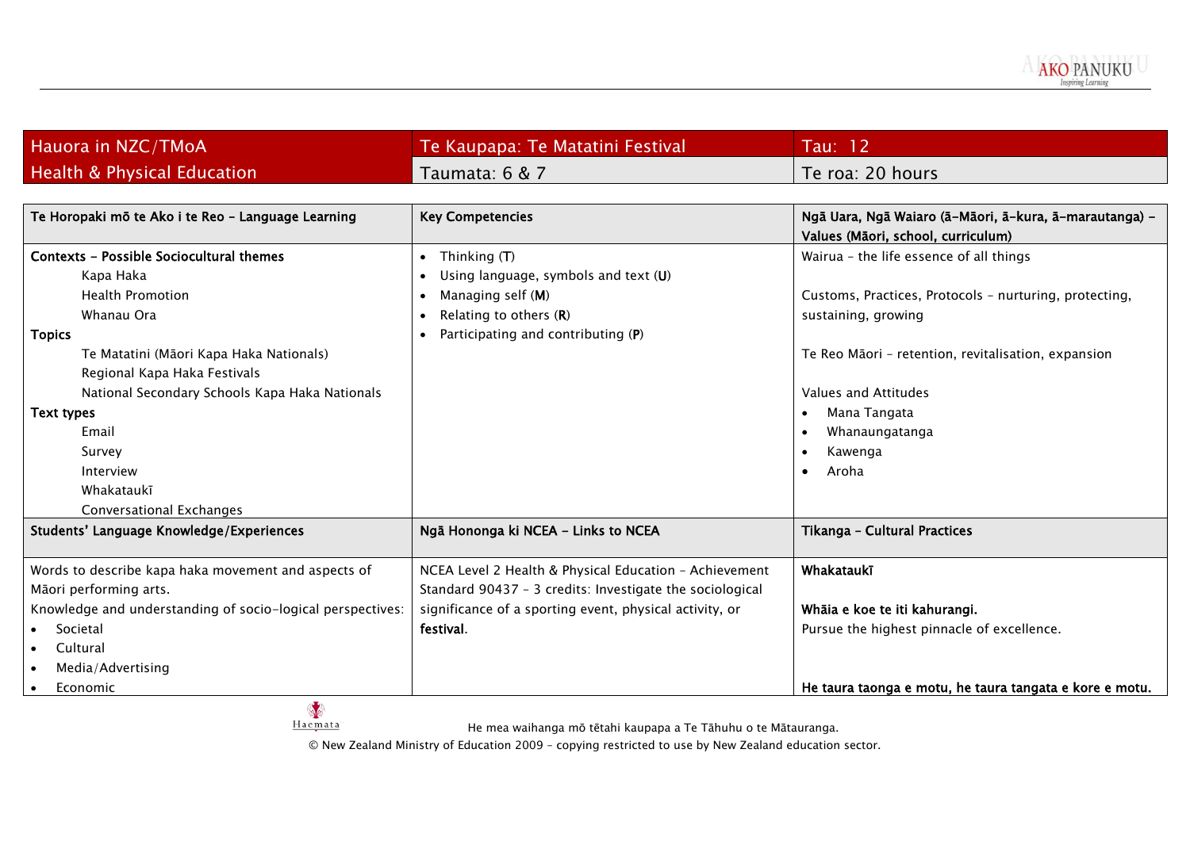| Hauora in NZC/TMoA | Te Kaupapa: Te Matatini Festival | Tau: 12 |
|---|---|---|
| Health & Physical Education | Taumata: 6 & 7 | Te roa: 20 hours |

| **Te Horopaki mō te Ako i te Reo – Language Learning** | **Key Competencies** | **Ngā Uara, Ngā Waiaro (ā-Māori, ā-kura, ā-marautanga) – Values (Māori, school, curriculum)** |
|---|---|---|
| **Contexts – Possible Sociocultural themes**<br>Kapa Haka<br>Health Promotion<br>Whanau Ora<br>**Topics**<br>Te Matatini (Māori Kapa Haka Nationals)<br>Regional Kapa Haka Festivals<br>National Secondary Schools Kapa Haka Nationals<br>**Text types**<br>Email<br>Survey<br>Interview<br>Whakataukī<br>Conversational Exchanges | • Thinking (**T**)<br>• Using language, symbols and text (**U**)<br>• Managing self (**M**)<br>• Relating to others (**R**)<br>• Participating and contributing (**P**) | Wairua – the life essence of all things<br><br>Customs, Practices, Protocols – nurturing, protecting, sustaining, growing<br><br>Te Reo Māori – retention, revitalisation, expansion<br><br>Values and Attitudes<br>• Mana Tangata<br>• Whanaungatanga<br>• Kawenga<br>• Aroha |
| **Students' Language Knowledge/Experiences** | **Ngā Hononga ki NCEA – Links to NCEA** | **Tikanga – Cultural Practices** |
| Words to describe kapa haka movement and aspects of Māori performing arts.<br>Knowledge and understanding of socio-logical perspectives:<br>• Societal<br>• Cultural<br>• Media/Advertising<br>• Economic | NCEA Level 2 Health & Physical Education – Achievement Standard 90437 – 3 credits: Investigate the sociological significance of a sporting event, physical activity, or **festival**. | **Whakataukī**<br><br>**Whāia e koe te iti kahurangi.**<br>Pursue the highest pinnacle of excellence.<br><br>**He taura taonga e motu, he taura tangata e kore e motu.** |

He mea waihanga mō tētahi kaupapa a Te Tāhuhu o te Mātauranga.

© New Zealand Ministry of Education 2009 – copying restricted to use by New Zealand education sector.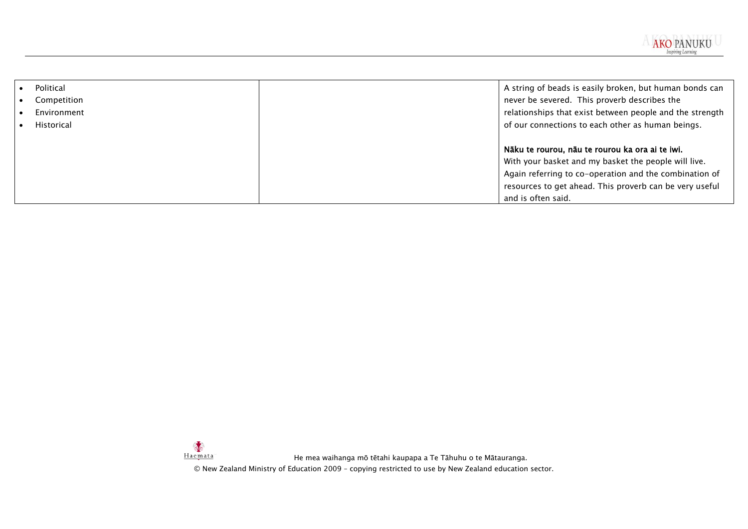| | | |
|---|---|---|
| • Political<br>• Competition<br>• Environment<br>• Historical | | A string of beads is easily broken, but human bonds can never be severed. This proverb describes the relationships that exist between people and the strength of our connections to each other as human beings.<br><br>**Nāku te rourou, nāu te rourou ka ora ai te iwi.**<br>With your basket and my basket the people will live. Again referring to co-operation and the combination of resources to get ahead. This proverb can be very useful and is often said. |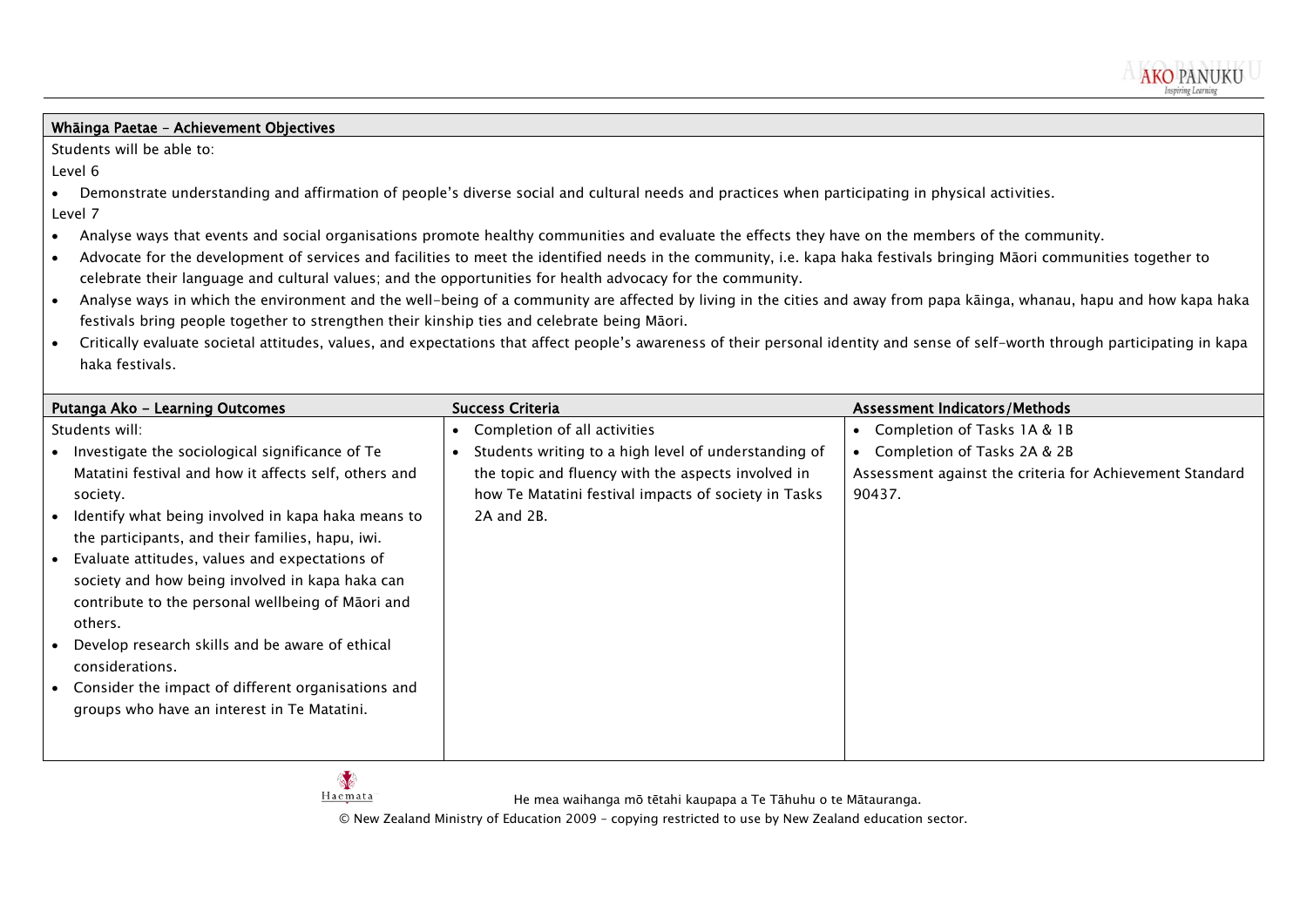## Whāinga Paetae – Achievement Objectives

Students will be able to:

Level 6

- Demonstrate understanding and affirmation of people's diverse social and cultural needs and practices when participating in physical activities.

Level 7

- Analyse ways that events and social organisations promote healthy communities and evaluate the effects they have on the members of the community.
- Advocate for the development of services and facilities to meet the identified needs in the community, i.e. kapa haka festivals bringing Māori communities together to celebrate their language and cultural values; and the opportunities for health advocacy for the community.
- Analyse ways in which the environment and the well-being of a community are affected by living in the cities and away from papa kāinga, whanau, hapu and how kapa haka festivals bring people together to strengthen their kinship ties and celebrate being Māori.
- Critically evaluate societal attitudes, values, and expectations that affect people's awareness of their personal identity and sense of self-worth through participating in kapa haka festivals.

| Putanga Ako – Learning Outcomes | Success Criteria | Assessment Indicators/Methods |
| --- | --- | --- |
| Students will:<br>• Investigate the sociological significance of Te Matatini festival and how it affects self, others and society.<br>• Identify what being involved in kapa haka means to the participants, and their families, hapu, iwi.<br>• Evaluate attitudes, values and expectations of society and how being involved in kapa haka can contribute to the personal wellbeing of Māori and others.<br>• Develop research skills and be aware of ethical considerations.<br>• Consider the impact of different organisations and groups who have an interest in Te Matatini. | • Completion of all activities<br>• Students writing to a high level of understanding of the topic and fluency with the aspects involved in how Te Matatini festival impacts of society in Tasks 2A and 2B. | • Completion of Tasks 1A & 1B<br>• Completion of Tasks 2A & 2B<br>Assessment against the criteria for Achievement Standard 90437. |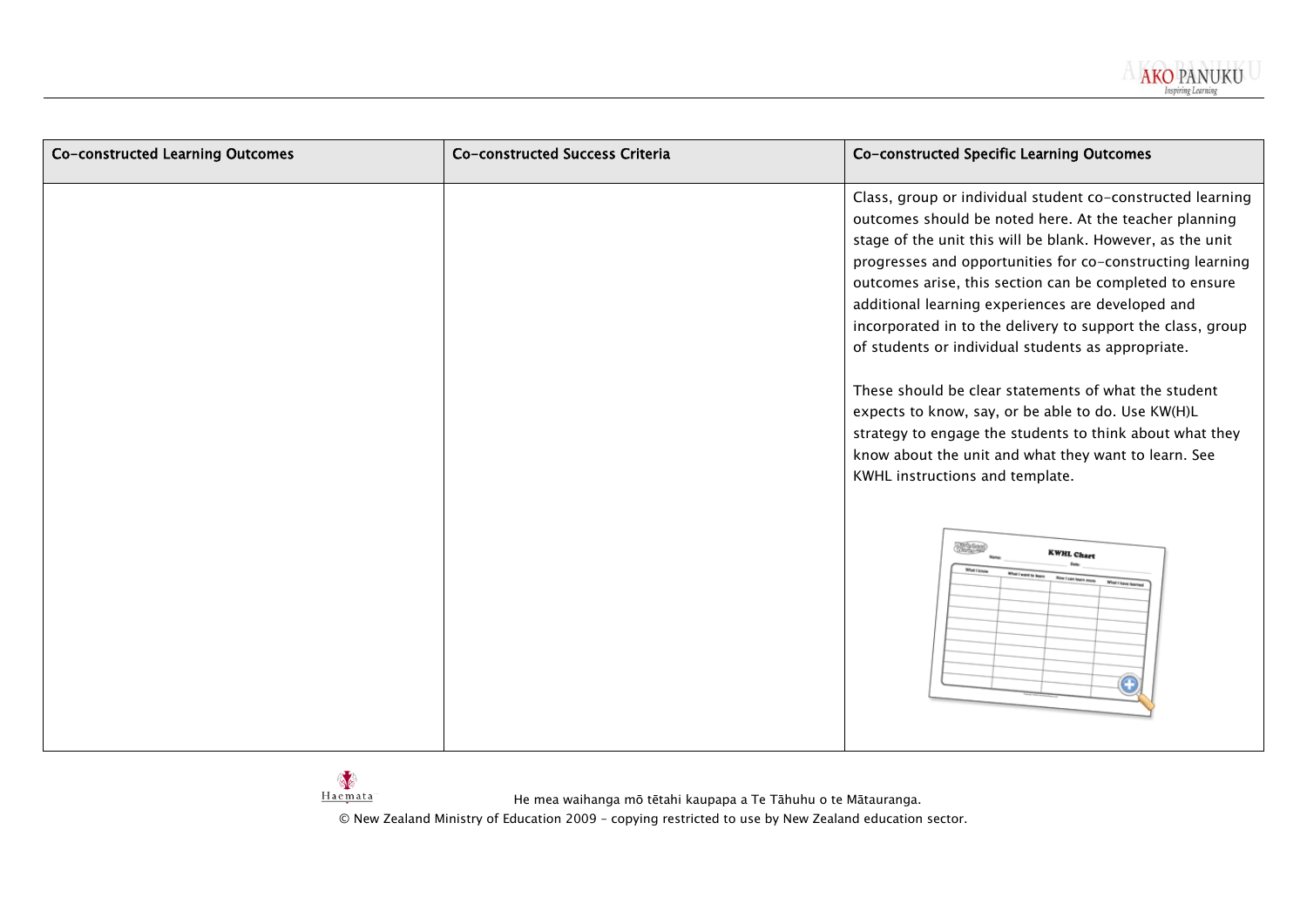| Co-constructed Learning Outcomes | Co-constructed Success Criteria | Co-constructed Specific Learning Outcomes |
|---|---|---|
| | | Class, group or individual student co-constructed learning outcomes should be noted here. At the teacher planning stage of the unit this will be blank. However, as the unit progresses and opportunities for co-constructing learning outcomes arise, this section can be completed to ensure additional learning experiences are developed and incorporated in to the delivery to support the class, group of students or individual students as appropriate.<br><br>These should be clear statements of what the student expects to know, say, or be able to do. Use KW(H)L strategy to engage the students to think about what they know about the unit and what they want to learn. See KWHL instructions and template. |

He mea waihanga mō tētahi kaupapa a Te Tāhuhu o te Mātauranga.

© New Zealand Ministry of Education 2009 – copying restricted to use by New Zealand education sector.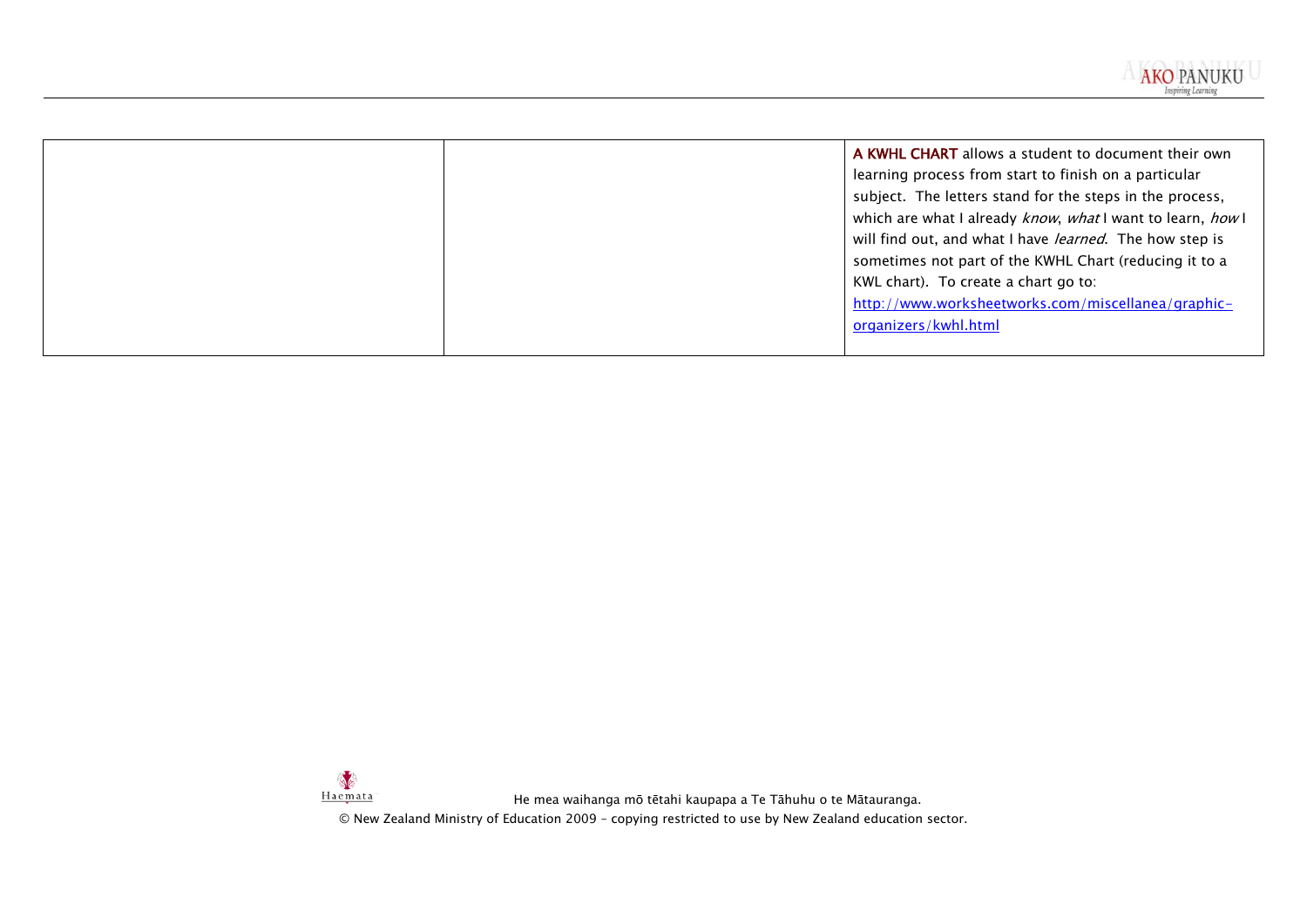|  |  | **A KWHL CHART** allows a student to document their own learning process from start to finish on a particular subject. The letters stand for the steps in the process, which are what I already *know*, *what* I want to learn, *how* I will find out, and what I have *learned*. The how step is sometimes not part of the KWHL Chart (reducing it to a KWL chart). To create a chart go to: [http://www.worksheetworks.com/miscellanea/graphic-organizers/kwhl.html](http://www.worksheetworks.com/miscellanea/graphic-organizers/kwhl.html) |
| --- | --- | --- |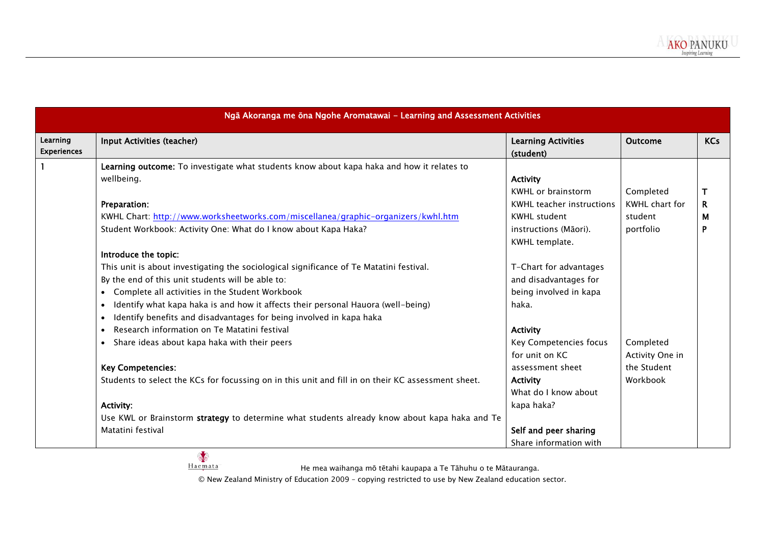| Ngā Akoranga me ōna Ngohe Aromatawai - Learning and Assessment Activities | | | | |
|---|---|---|---|---|
| **Learning Experiences** | **Input Activities (teacher)** | **Learning Activities (student)** | **Outcome** | **KCs** |
| 1 | **Learning outcome:** To investigate what students know about kapa haka and how it relates to wellbeing.<br><br>**Preparation:**<br>KWHL Chart: http://www.worksheetworks.com/miscellanea/graphic-organizers/kwhl.htm<br>Student Workbook: Activity One: What do I know about Kapa Haka?<br><br>**Introduce the topic:**<br>This unit is about investigating the sociological significance of Te Matatini festival.<br>By the end of this unit students will be able to:<br>• Complete all activities in the Student Workbook<br>• Identify what kapa haka is and how it affects their personal Hauora (well-being)<br>• Identify benefits and disadvantages for being involved in kapa haka<br>• Research information on Te Matatini festival<br>• Share ideas about kapa haka with their peers<br><br>**Key Competencies:**<br>Students to select the KCs for focussing on in this unit and fill in on their KC assessment sheet.<br><br>**Activity:**<br>Use KWL or Brainstorm **strategy** to determine what students already know about kapa haka and Te Matatini festival | **Activity**<br>KWHL or brainstorm<br>KWHL teacher instructions<br>KWHL student instructions (Māori).<br>KWHL template.<br><br>T-Chart for advantages and disadvantages for being involved in kapa haka.<br><br>**Activity**<br>Key Competencies focus for unit on KC assessment sheet<br>**Activity**<br>What do I know about kapa haka?<br><br>**Self and peer sharing**<br>Share information with | Completed KWHL chart for student portfolio<br><br><br><br><br><br><br><br>Completed Activity One in the Student Workbook | **T**<br>**R**<br>**M**<br>**P** |

He mea waihanga mō tētahi kaupapa a Te Tāhuhu o te Mātauranga.

© New Zealand Ministry of Education 2009 – copying restricted to use by New Zealand education sector.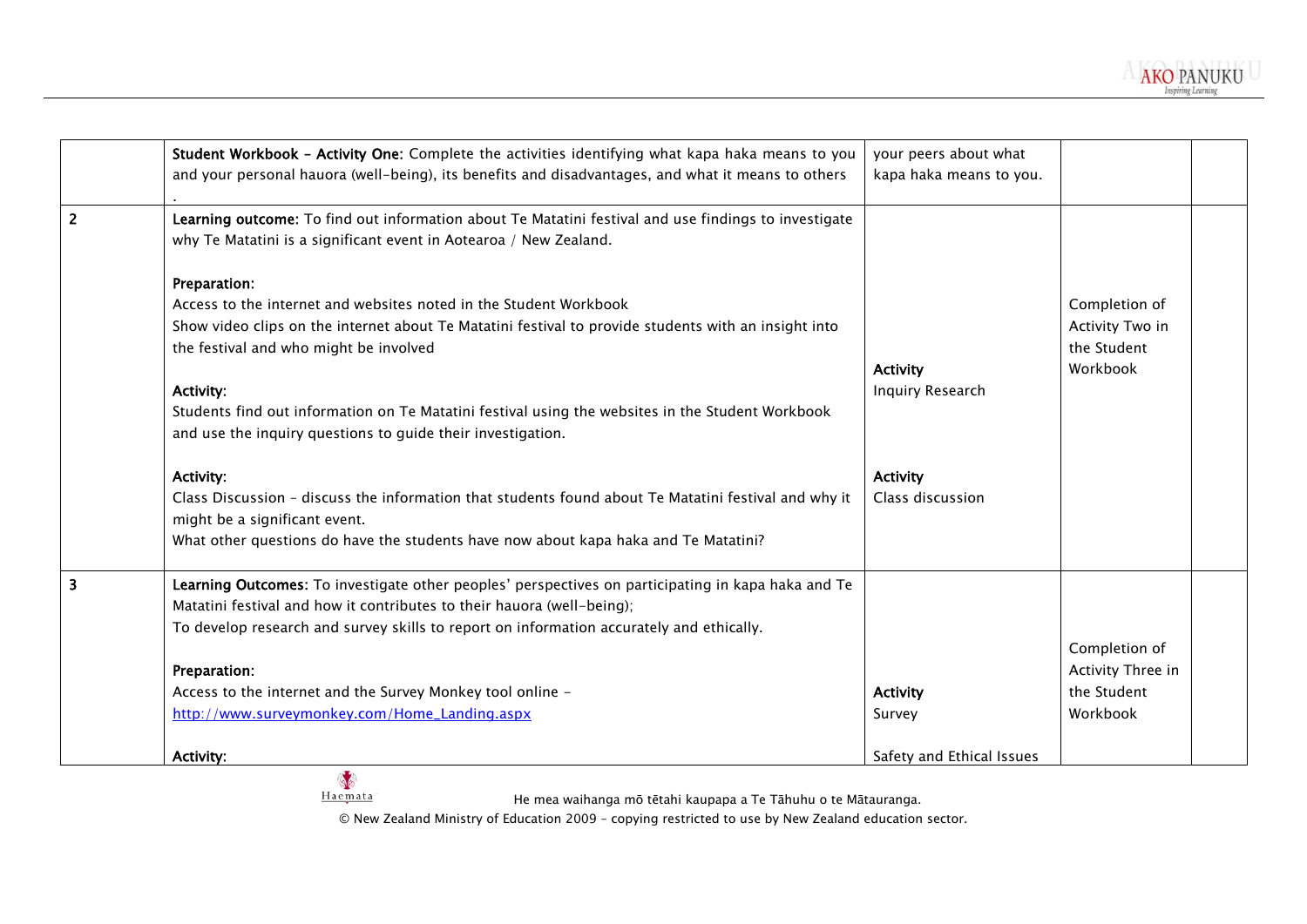| | | | | |
|---|---|---|---|---|
| | **Student Workbook – Activity One:** Complete the activities identifying what kapa haka means to you and your personal hauora (well-being), its benefits and disadvantages, and what it means to others . | your peers about what kapa haka means to you. | | |
| 2 | **Learning outcome:** To find out information about Te Matatini festival and use findings to investigate why Te Matatini is a significant event in Aotearoa / New Zealand.<br><br>**Preparation:**<br>Access to the internet and websites noted in the Student Workbook<br>Show video clips on the internet about Te Matatini festival to provide students with an insight into the festival and who might be involved<br><br>**Activity:**<br>Students find out information on Te Matatini festival using the websites in the Student Workbook and use the inquiry questions to guide their investigation.<br><br>**Activity:**<br>Class Discussion – discuss the information that students found about Te Matatini festival and why it might be a significant event.<br>What other questions do have the students have now about kapa haka and Te Matatini? | **Activity**<br>Inquiry Research<br><br>**Activity**<br>Class discussion | Completion of Activity Two in the Student Workbook | |
| 3 | **Learning Outcomes:** To investigate other peoples' perspectives on participating in kapa haka and Te Matatini festival and how it contributes to their hauora (well-being);<br>To develop research and survey skills to report on information accurately and ethically.<br><br>**Preparation:**<br>Access to the internet and the Survey Monkey tool online – http://www.surveymonkey.com/Home_Landing.aspx<br><br>**Activity:** | **Activity**<br>Survey<br><br>Safety and Ethical Issues | Completion of Activity Three in the Student Workbook | |

He mea waihanga mō tētahi kaupapa a Te Tāhuhu o te Mātauranga.

© New Zealand Ministry of Education 2009 – copying restricted to use by New Zealand education sector.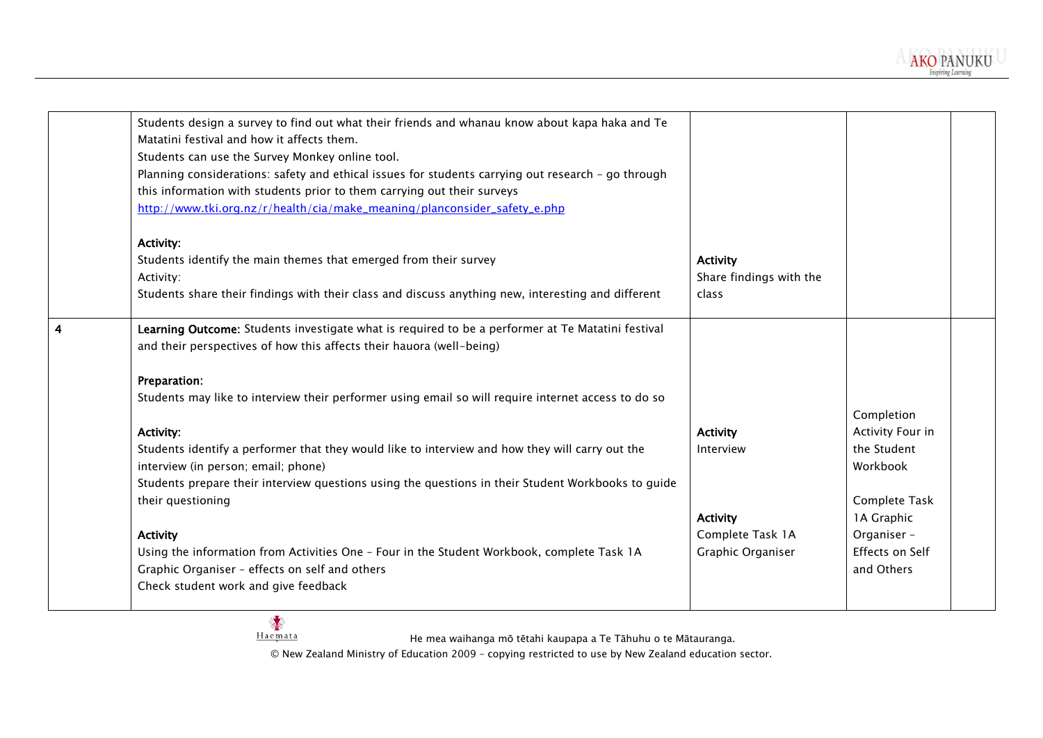| | | | | |
|---|---|---|---|---|
| | Students design a survey to find out what their friends and whanau know about kapa haka and Te Matatini festival and how it affects them.<br>Students can use the Survey Monkey online tool.<br>Planning considerations: safety and ethical issues for students carrying out research – go through this information with students prior to them carrying out their surveys<br>http://www.tki.org.nz/r/health/cia/make_meaning/planconsider_safety_e.php<br><br>**Activity:**<br>Students identify the main themes that emerged from their survey<br>Activity:<br>Students share their findings with their class and discuss anything new, interesting and different | **Activity**<br>Share findings with the class | | |
| 4 | **Learning Outcome:** Students investigate what is required to be a performer at Te Matatini festival and their perspectives of how this affects their hauora (well-being)<br><br>**Preparation:**<br>Students may like to interview their performer using email so will require internet access to do so<br><br>**Activity:**<br>Students identify a performer that they would like to interview and how they will carry out the interview (in person; email; phone)<br>Students prepare their interview questions using the questions in their Student Workbooks to guide their questioning<br><br>**Activity**<br>Using the information from Activities One – Four in the Student Workbook, complete Task 1A Graphic Organiser – effects on self and others<br>Check student work and give feedback | **Activity**<br>Interview<br><br>**Activity**<br>Complete Task 1A Graphic Organiser | Completion Activity Four in the Student Workbook<br><br>Complete Task 1A Graphic Organiser – Effects on Self and Others | |

He mea waihanga mō tētahi kaupapa a Te Tāhuhu o te Mātauranga.

© New Zealand Ministry of Education 2009 – copying restricted to use by New Zealand education sector.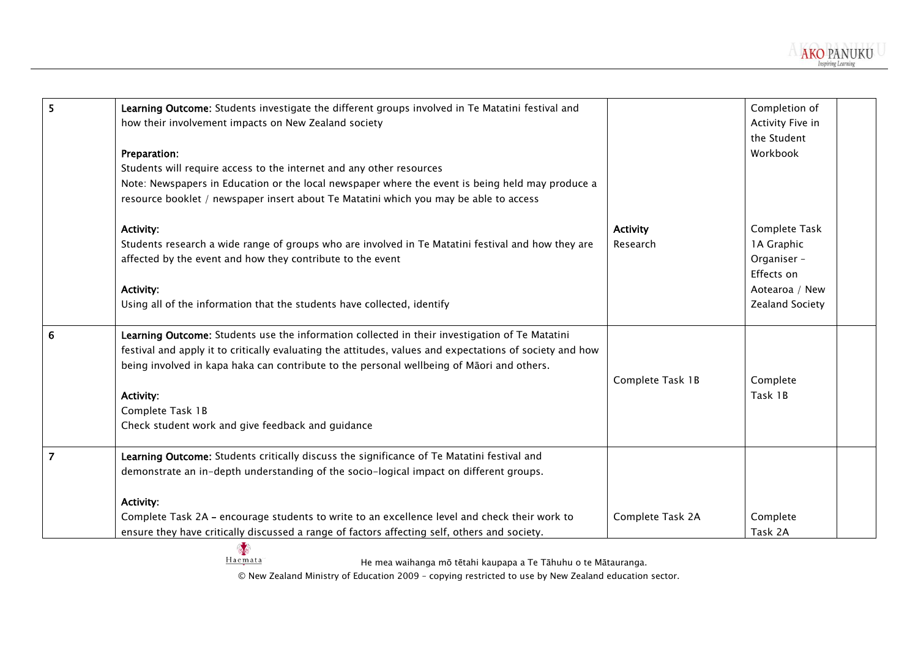| | | | | |
|---|---|---|---|---|
| 5 | **Learning Outcome:** Students investigate the different groups involved in Te Matatini festival and how their involvement impacts on New Zealand society<br><br>**Preparation:**<br>Students will require access to the internet and any other resources<br>Note: Newspapers in Education or the local newspaper where the event is being held may produce a resource booklet / newspaper insert about Te Matatini which you may be able to access<br><br>**Activity:**<br>Students research a wide range of groups who are involved in Te Matatini festival and how they are affected by the event and how they contribute to the event<br><br>**Activity:**<br>Using all of the information that the students have collected, identify | **Activity**<br>Research | Completion of Activity Five in the Student Workbook<br><br>Complete Task 1A Graphic Organiser – Effects on Aotearoa / New Zealand Society | |
| 6 | **Learning Outcome:** Students use the information collected in their investigation of Te Matatini festival and apply it to critically evaluating the attitudes, values and expectations of society and how being involved in kapa haka can contribute to the personal wellbeing of Māori and others.<br><br>**Activity:**<br>Complete Task 1B<br>Check student work and give feedback and guidance | Complete Task 1B | Complete Task 1B | |
| 7 | **Learning Outcome:** Students critically discuss the significance of Te Matatini festival and demonstrate an in-depth understanding of the socio-logical impact on different groups.<br><br>**Activity:**<br>Complete Task 2A **–** encourage students to write to an excellence level and check their work to ensure they have critically discussed a range of factors affecting self, others and society. | Complete Task 2A | Complete Task 2A | |

He mea waihanga mō tētahi kaupapa a Te Tāhuhu o te Mātauranga.

© New Zealand Ministry of Education 2009 – copying restricted to use by New Zealand education sector.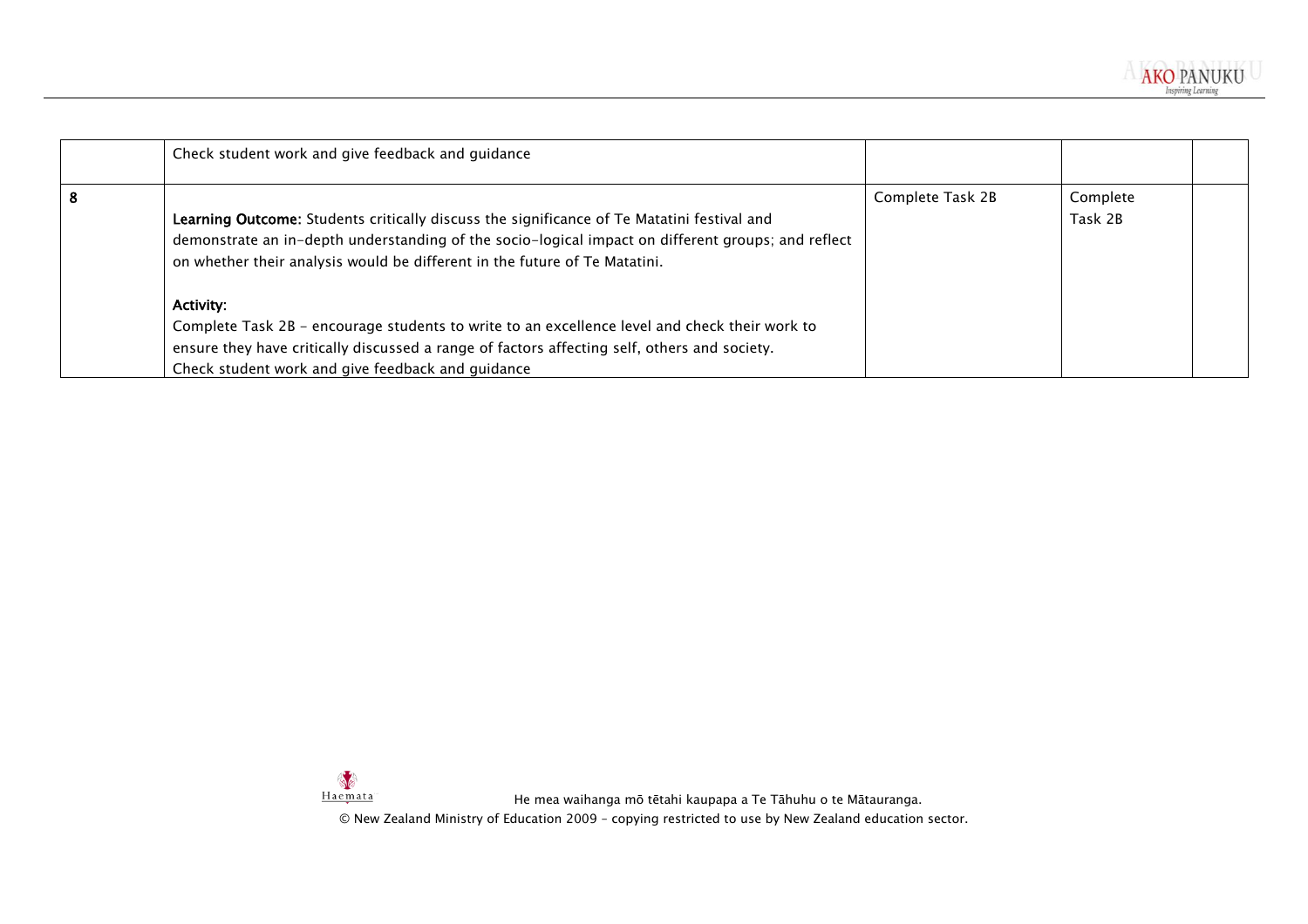| | | | | |
|---|---|---|---|---|
| | Check student work and give feedback and guidance | | | |
| 8 | **Learning Outcome:** Students critically discuss the significance of Te Matatini festival and demonstrate an in-depth understanding of the socio-logical impact on different groups; and reflect on whether their analysis would be different in the future of Te Matatini.<br><br>**Activity:**<br>Complete Task 2B – encourage students to write to an excellence level and check their work to ensure they have critically discussed a range of factors affecting self, others and society.<br>Check student work and give feedback and guidance | Complete Task 2B | Complete Task 2B | |

He mea waihanga mō tētahi kaupapa a Te Tāhuhu o te Mātauranga.

© New Zealand Ministry of Education 2009 – copying restricted to use by New Zealand education sector.